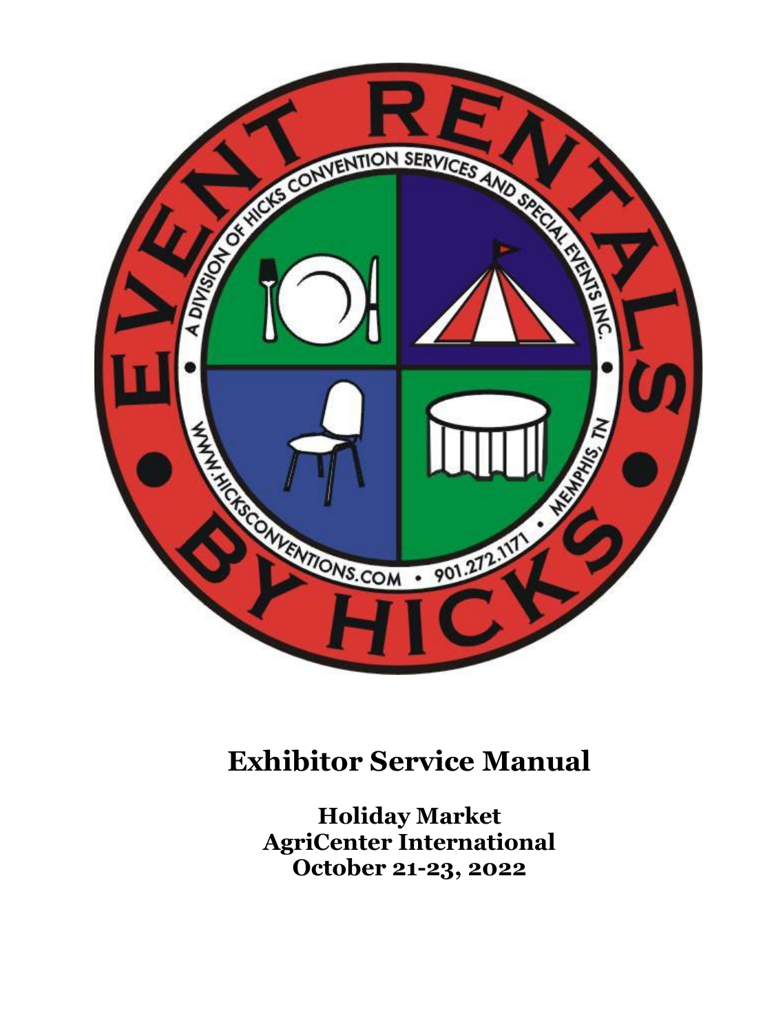# Exhibitor Service Manual

**Holiday Market**
**AgriCenter International**
**October 21-23, 2022**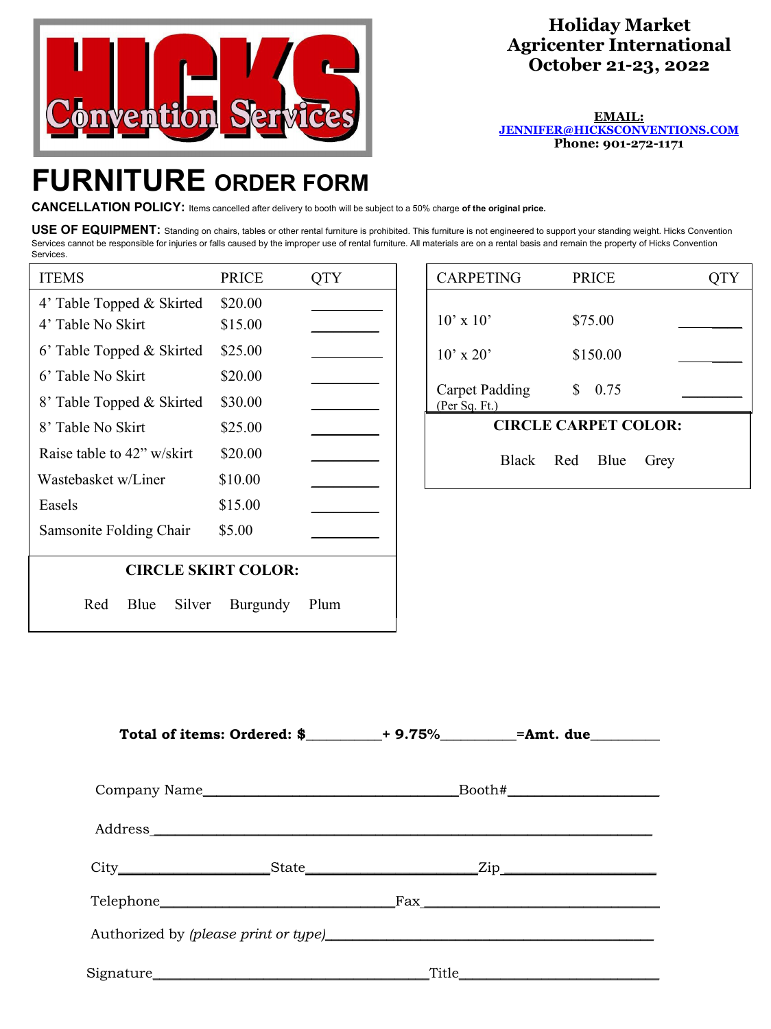**HICKS Convention Services**

# Holiday Market
# Agricenter International
# October 21-23, 2022

**EMAIL:**
**JENNIFER@HICKSCONVENTIONS.COM**
**Phone: 901-272-1171**

# FURNITURE ORDER FORM

**CANCELLATION POLICY:** Items cancelled after delivery to booth will be subject to a 50% charge **of the original price.**

**USE OF EQUIPMENT:** Standing on chairs, tables or other rental furniture is prohibited. This furniture is not engineered to support your standing weight. Hicks Convention Services cannot be responsible for injuries or falls caused by the improper use of rental furniture. All materials are on a rental basis and remain the property of Hicks Convention Services.

| ITEMS | PRICE | QTY |
|---|---|---|
| 4' Table Topped & Skirted | $20.00 | _________ |
| 4' Table No Skirt | $15.00 | _________ |
| 6' Table Topped & Skirted | $25.00 | _________ |
| 6' Table No Skirt | $20.00 | _________ |
| 8' Table Topped & Skirted | $30.00 | _________ |
| 8' Table No Skirt | $25.00 | _________ |
| Raise table to 42" w/skirt | $20.00 | _________ |
| Wastebasket w/Liner | $10.00 | _________ |
| Easels | $15.00 | _________ |
| Samsonite Folding Chair | $5.00 | _________ |

**CIRCLE SKIRT COLOR:**

Red Blue Silver Burgundy Plum

| CARPETING | PRICE | QTY |
|---|---|---|
| 10' x 10' | $75.00 | _________ |
| 10' x 20' | $150.00 | _________ |
| Carpet Padding (Per Sq. Ft.) | $ 0.75 | _________ |

**CIRCLE CARPET COLOR:**

Black Red Blue Grey

**Total of items: Ordered: $**__________**+ 9.75%**__________**=Amt. due**_________

Company Name__________________________________Booth#___________________

Address_______________________________________________________________

City____________________State______________________Zip___________________

Telephone______________________________Fax____________________________

Authorized by *(please print or type)*___________________________________________

Signature____________________________________Title_________________________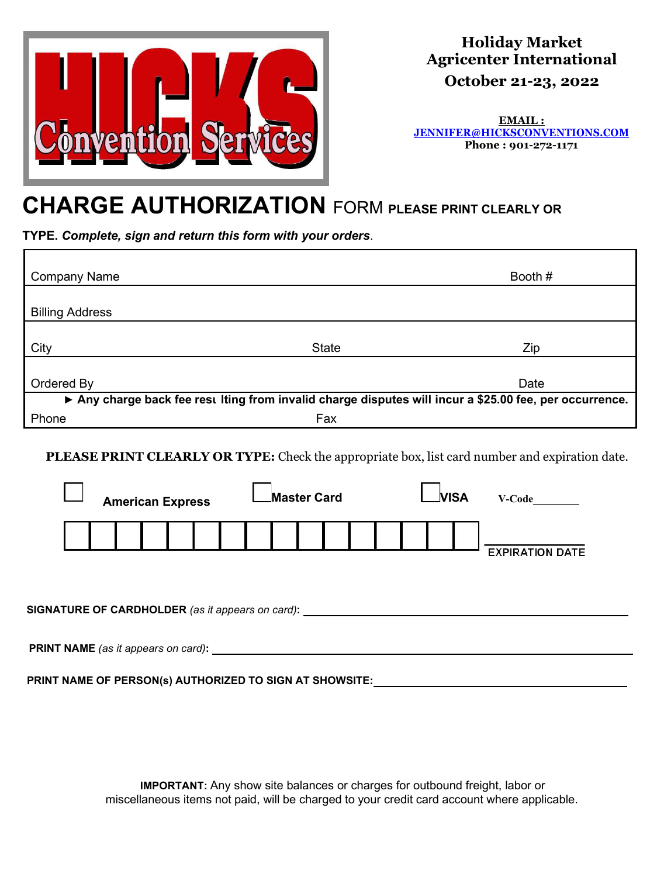HICKS Convention Services

**Holiday Market**
**Agricenter International**
**October 21-23, 2022**

**EMAIL :**
**JENNIFER@HICKSCONVENTIONS.COM**
**Phone : 901-272-1171**

# CHARGE AUTHORIZATION FORM **PLEASE PRINT CLEARLY OR TYPE.** ***Complete, sign and return this form with your orders***.

| | | |
|---|---|---|
| Company Name | | Booth # |
| Billing Address | | |
| City | State | Zip |
| Ordered By | | Date |
| ► **Any charge back fee resulting from invalid charge disputes will incur a $25.00 fee, per occurrence.** | | |
| Phone | Fax | |

**PLEASE PRINT CLEARLY OR TYPE:** Check the appropriate box, list card number and expiration date.

☐ **American Express** ☐ **Master Card** ☐ **VISA** **V-Code**________

| | | | | | | | | | | | | | | | |
|---|---|---|---|---|---|---|---|---|---|---|---|---|---|---|---|
| | | | | | | | | | | | | | | | |

EXPIRATION DATE

**SIGNATURE OF CARDHOLDER** *(as it appears on card)*: ______________________________

**PRINT NAME** *(as it appears on card)*: ______________________________

**PRINT NAME OF PERSON(s) AUTHORIZED TO SIGN AT SHOWSITE:** ______________________________

**IMPORTANT:** Any show site balances or charges for outbound freight, labor or miscellaneous items not paid, will be charged to your credit card account where applicable.